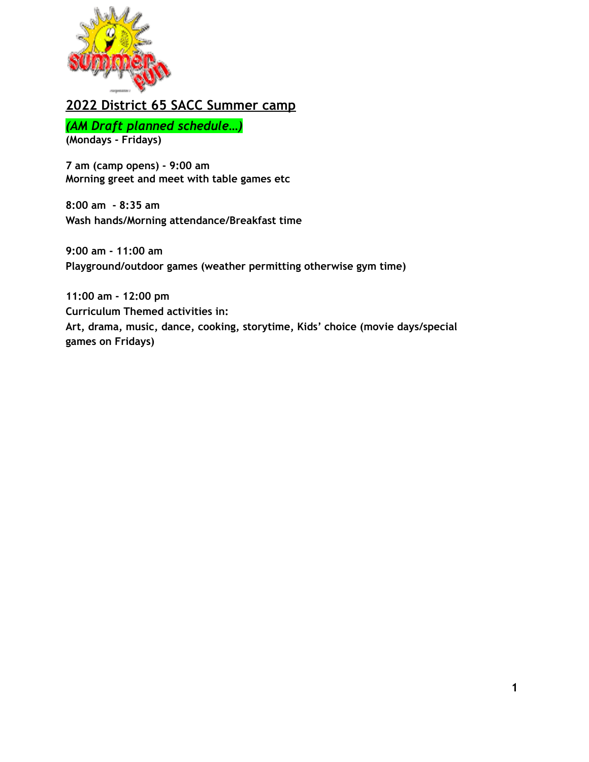## 2022 District 65 SACC Summer camp

*(AM Draft planned schedule…)*
**(Mondays - Fridays)**

**7 am (camp opens) - 9:00 am**
**Morning greet and meet with table games etc**

**8:00 am - 8:35 am**
**Wash hands/Morning attendance/Breakfast time**

**9:00 am - 11:00 am**
**Playground/outdoor games (weather permitting otherwise gym time)**

**11:00 am - 12:00 pm**
**Curriculum Themed activities in:**
**Art, drama, music, dance, cooking, storytime, Kids' choice (movie days/special games on Fridays)**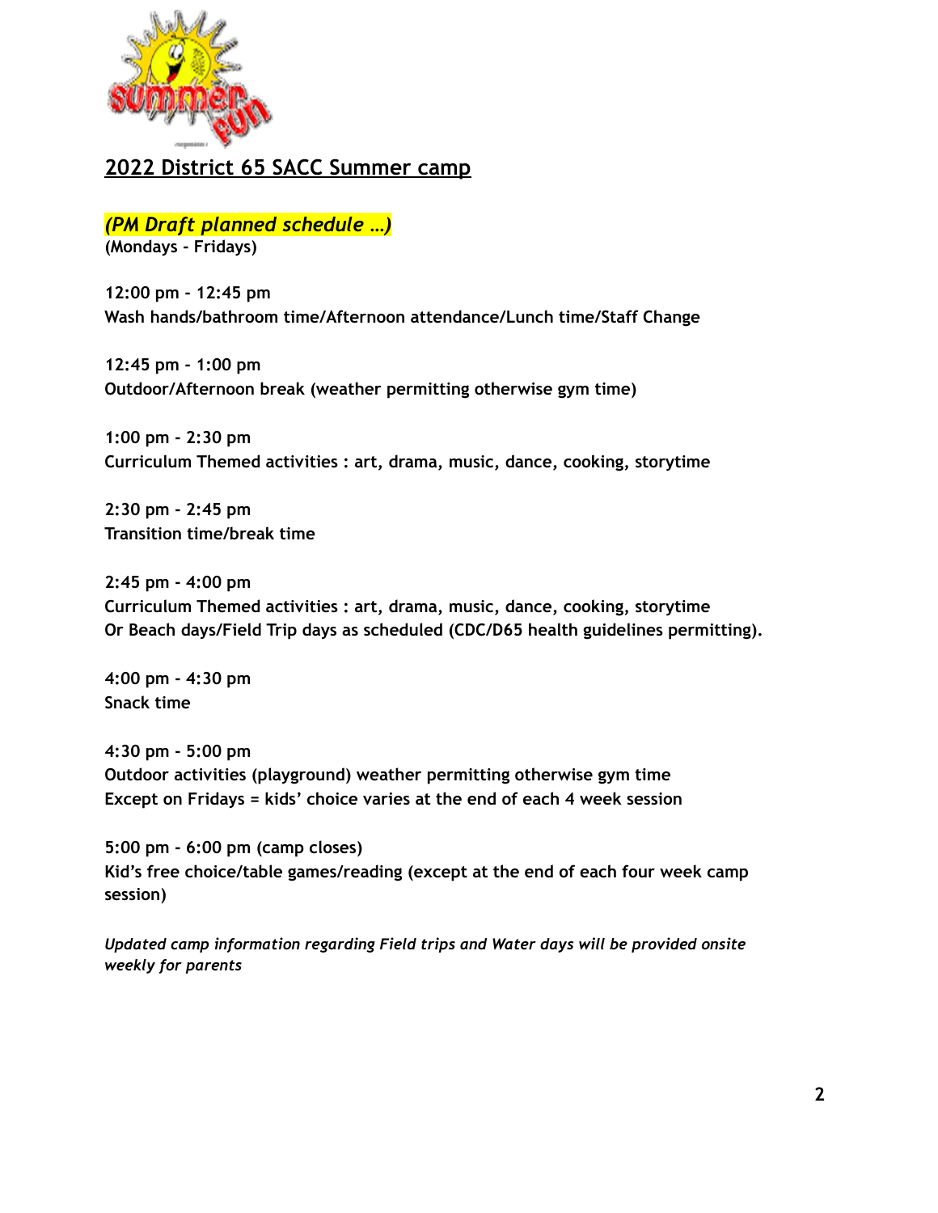## 2022 District 65 SACC Summer camp

*(PM Draft planned schedule …)*

**(Mondays - Fridays)**

**12:00 pm - 12:45 pm**
**Wash hands/bathroom time/Afternoon attendance/Lunch time/Staff Change**

**12:45 pm - 1:00 pm**
**Outdoor/Afternoon break (weather permitting otherwise gym time)**

**1:00 pm - 2:30 pm**
**Curriculum Themed activities : art, drama, music, dance, cooking, storytime**

**2:30 pm - 2:45 pm**
**Transition time/break time**

**2:45 pm - 4:00 pm**
**Curriculum Themed activities : art, drama, music, dance, cooking, storytime**
**Or Beach days/Field Trip days as scheduled (CDC/D65 health guidelines permitting).**

**4:00 pm - 4:30 pm**
**Snack time**

**4:30 pm - 5:00 pm**
**Outdoor activities (playground) weather permitting otherwise gym time**
**Except on Fridays = kids' choice varies at the end of each 4 week session**

**5:00 pm - 6:00 pm (camp closes)**
**Kid's free choice/table games/reading (except at the end of each four week camp session)**

*Updated camp information regarding Field trips and Water days will be provided onsite weekly for parents*